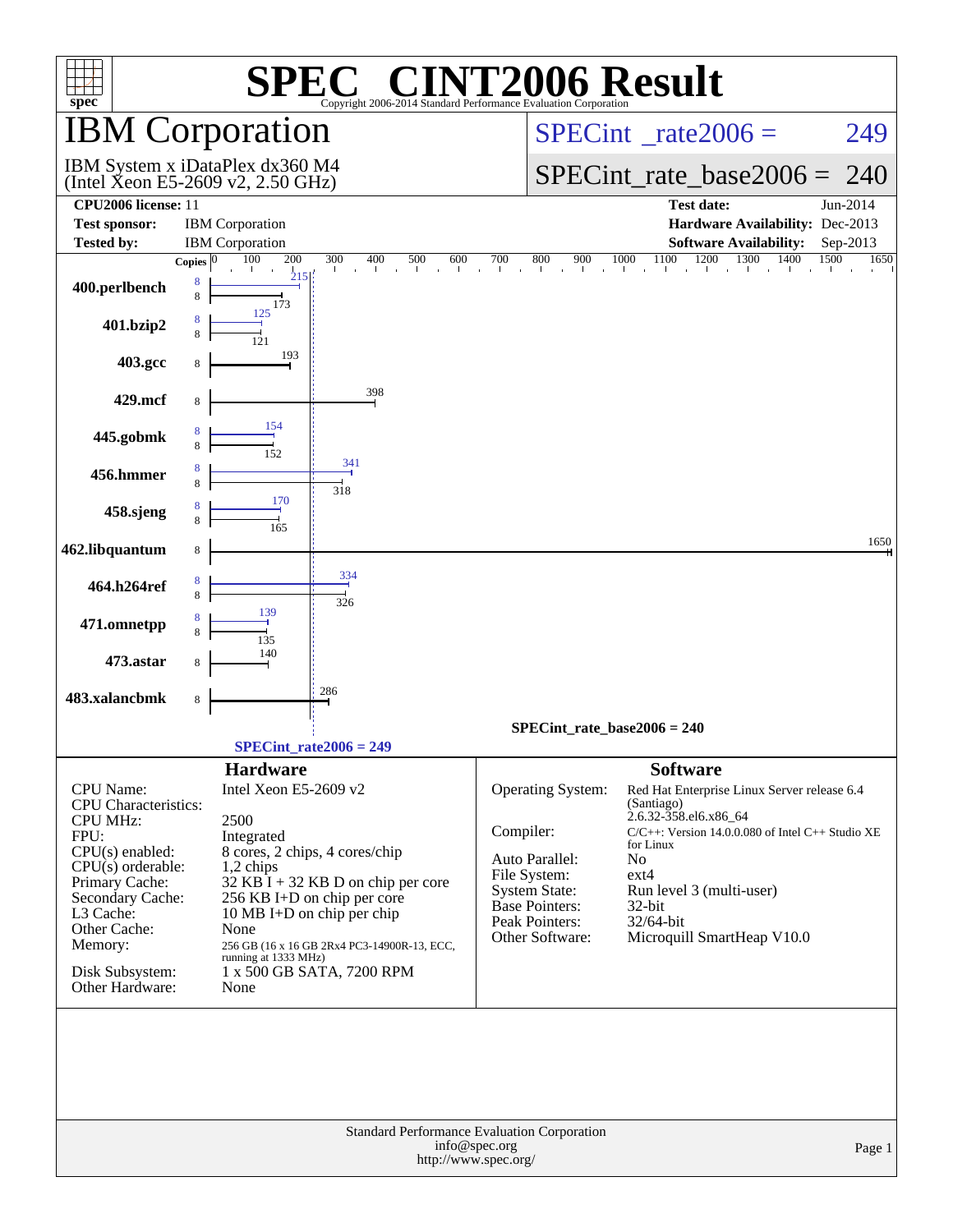# SPEC® CINT2006 Result

Copyright 2006-2014 Standard Performance Evaluation Corporation

## IBM Corporation

IBM System x iDataPlex dx360 M4
(Intel Xeon E5-2609 v2, 2.50 GHz)

SPECint_rate2006 = 249

SPECint_rate_base2006 = 240

| | | | |
|---|---|---|---|
| **CPU2006 license:** | 11 | **Test date:** | Jun-2014 |
| **Test sponsor:** | IBM Corporation | **Hardware Availability:** | Dec-2013 |
| **Tested by:** | IBM Corporation | **Software Availability:** | Sep-2013 |

| Benchmark | Copies (peak) | Copies (base) | Peak | Base |
|---|---|---|---|---|
| 400.perlbench | 8 | 8 | 215 | 173 |
| 401.bzip2 | 8 | 8 | 125 | 121 |
| 403.gcc | | 8 | | 193 |
| 429.mcf | | 8 | | 398 |
| 445.gobmk | 8 | 8 | 154 | 152 |
| 456.hmmer | 8 | 8 | 341 | 318 |
| 458.sjeng | 8 | 8 | 170 | 165 |
| 462.libquantum | | 8 | | 1650 |
| 464.h264ref | 8 | 8 | 334 | 326 |
| 471.omnetpp | 8 | 8 | 139 | 135 |
| 473.astar | | 8 | | 140 |
| 483.xalancbmk | | 8 | | 286 |

SPECint_rate_base2006 = 240

SPECint_rate2006 = 249

## Hardware

| | |
|---|---|
| CPU Name: | Intel Xeon E5-2609 v2 |
| CPU Characteristics: | |
| CPU MHz: | 2500 |
| FPU: | Integrated |
| CPU(s) enabled: | 8 cores, 2 chips, 4 cores/chip |
| CPU(s) orderable: | 1,2 chips |
| Primary Cache: | 32 KB I + 32 KB D on chip per core |
| Secondary Cache: | 256 KB I+D on chip per core |
| L3 Cache: | 10 MB I+D on chip per chip |
| Other Cache: | None |
| Memory: | 256 GB (16 x 16 GB 2Rx4 PC3-14900R-13, ECC, running at 1333 MHz) |
| Disk Subsystem: | 1 x 500 GB SATA, 7200 RPM |
| Other Hardware: | None |

## Software

| | |
|---|---|
| Operating System: | Red Hat Enterprise Linux Server release 6.4 (Santiago) 2.6.32-358.el6.x86_64 |
| Compiler: | C/C++: Version 14.0.0.080 of Intel C++ Studio XE for Linux |
| Auto Parallel: | No |
| File System: | ext4 |
| System State: | Run level 3 (multi-user) |
| Base Pointers: | 32-bit |
| Peak Pointers: | 32/64-bit |
| Other Software: | Microquill SmartHeap V10.0 |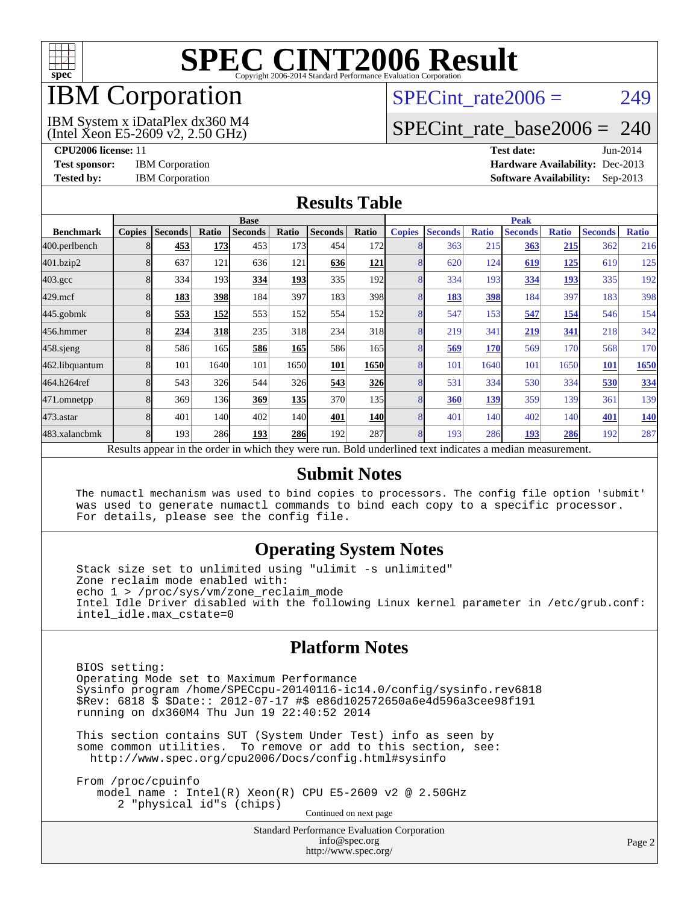# SPEC CINT2006 Result

Copyright 2006-2014 Standard Performance Evaluation Corporation

## IBM Corporation

IBM System x iDataPlex dx360 M4
(Intel Xeon E5-2609 v2, 2.50 GHz)

SPECint_rate2006 = 249

SPECint_rate_base2006 = 240

**CPU2006 license:** 11
**Test sponsor:** IBM Corporation
**Tested by:** IBM Corporation

**Test date:** Jun-2014
**Hardware Availability:** Dec-2013
**Software Availability:** Sep-2013

## Results Table

| | Base | | | | | | | Peak | | | | | | |
|---|---|---|---|---|---|---|---|---|---|---|---|---|---|---|
| **Benchmark** | **Copies** | **Seconds** | **Ratio** | **Seconds** | **Ratio** | **Seconds** | **Ratio** | **Copies** | **Seconds** | **Ratio** | **Seconds** | **Ratio** | **Seconds** | **Ratio** |
| 400.perlbench | 8 | **453** | **173** | 453 | 173 | 454 | 172 | 8 | 363 | 215 | **363** | **215** | 362 | 216 |
| 401.bzip2 | 8 | 637 | 121 | 636 | 121 | **636** | **121** | 8 | 620 | 124 | **619** | **125** | 619 | 125 |
| 403.gcc | 8 | 334 | 193 | **334** | **193** | 335 | 192 | 8 | 334 | 193 | **334** | **193** | 335 | 192 |
| 429.mcf | 8 | **183** | **398** | 184 | 397 | 183 | 398 | 8 | **183** | **398** | 184 | 397 | 183 | 398 |
| 445.gobmk | 8 | **553** | **152** | 553 | 152 | 554 | 152 | 8 | 547 | 153 | **547** | **154** | 546 | 154 |
| 456.hmmer | 8 | **234** | **318** | 235 | 318 | 234 | 318 | 8 | 219 | 341 | **219** | **341** | 218 | 342 |
| 458.sjeng | 8 | 586 | 165 | **586** | **165** | 586 | 165 | 8 | **569** | **170** | 569 | 170 | 568 | 170 |
| 462.libquantum | 8 | 101 | 1640 | 101 | 1650 | **101** | **1650** | 8 | 101 | 1640 | 101 | 1650 | **101** | **1650** |
| 464.h264ref | 8 | 543 | 326 | 544 | 326 | **543** | **326** | 8 | 531 | 334 | 530 | 334 | **530** | **334** |
| 471.omnetpp | 8 | 369 | 136 | **369** | **135** | 370 | 135 | 8 | **360** | **139** | 359 | 139 | 361 | 139 |
| 473.astar | 8 | 401 | 140 | 402 | 140 | **401** | **140** | 8 | 401 | 140 | 402 | 140 | **401** | **140** |
| 483.xalancbmk | 8 | 193 | 286 | **193** | **286** | 192 | 287 | 8 | 193 | 286 | **193** | **286** | 192 | 287 |

Results appear in the order in which they were run. Bold underlined text indicates a median measurement.

## Submit Notes

```
The numactl mechanism was used to bind copies to processors. The config file option 'submit'
was used to generate numactl commands to bind each copy to a specific processor.
For details, please see the config file.
```

## Operating System Notes

```
Stack size set to unlimited using "ulimit -s unlimited"
Zone reclaim mode enabled with:
echo 1 > /proc/sys/vm/zone_reclaim_mode
Intel Idle Driver disabled with the following Linux kernel parameter in /etc/grub.conf:
intel_idle.max_cstate=0
```

## Platform Notes

```
BIOS setting:
Operating Mode set to Maximum Performance
Sysinfo program /home/SPECcpu-20140116-ic14.0/config/sysinfo.rev6818
$Rev: 6818 $ $Date:: 2012-07-17 #$ e86d102572650a6e4d596a3cee98f191
running on dx360M4 Thu Jun 19 22:40:52 2014

This section contains SUT (System Under Test) info as seen by
some common utilities.  To remove or add to this section, see:
  http://www.spec.org/cpu2006/Docs/config.html#sysinfo

From /proc/cpuinfo
   model name : Intel(R) Xeon(R) CPU E5-2609 v2 @ 2.50GHz
      2 "physical id"s (chips)
```

Continued on next page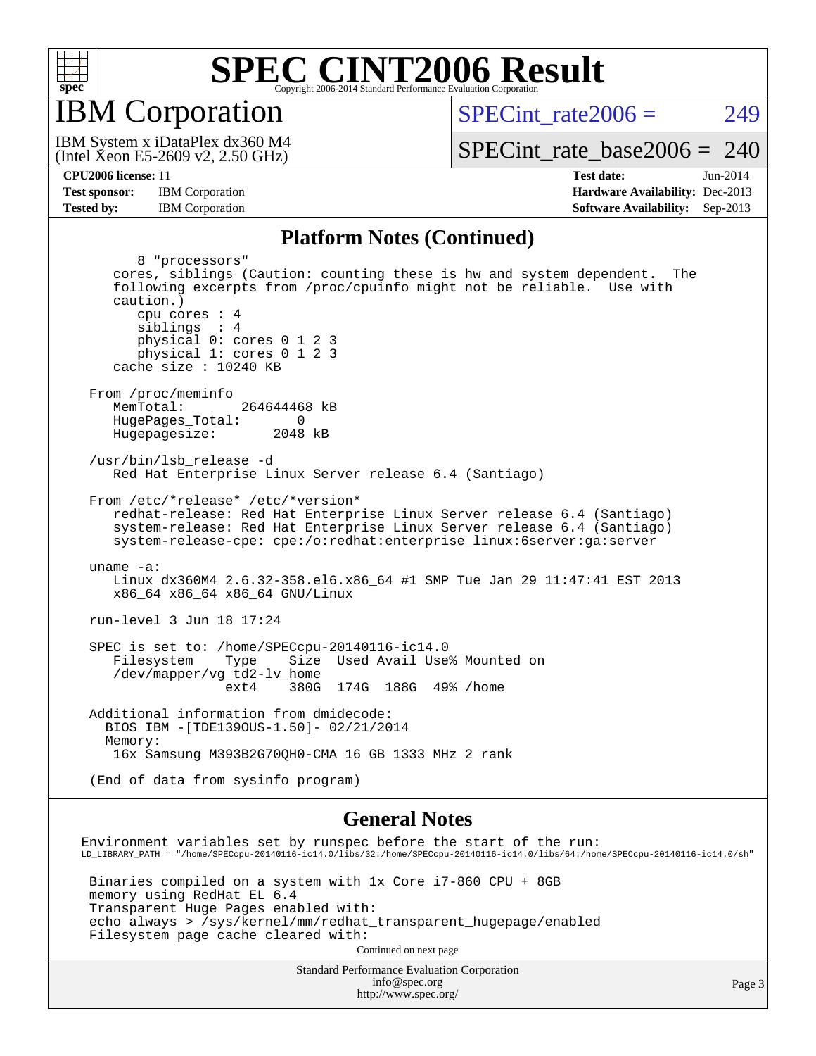# SPEC CINT2006 Result

IBM Corporation

IBM System x iDataPlex dx360 M4 (Intel Xeon E5-2609 v2, 2.50 GHz)

SPECint_rate2006 = 249

SPECint_rate_base2006 = 240

**CPU2006 license:** 11 **Test date:** Jun-2014

**Test sponsor:** IBM Corporation **Hardware Availability:** Dec-2013

**Tested by:** IBM Corporation **Software Availability:** Sep-2013

## Platform Notes (Continued)

```
         8 "processors"
      cores, siblings (Caution: counting these is hw and system dependent.  The
      following excerpts from /proc/cpuinfo might not be reliable.  Use with
      caution.)
         cpu cores : 4
         siblings  : 4
         physical 0: cores 0 1 2 3
         physical 1: cores 0 1 2 3
      cache size : 10240 KB

   From /proc/meminfo
      MemTotal:       264644468 kB
      HugePages_Total:       0
      Hugepagesize:       2048 kB

   /usr/bin/lsb_release -d
      Red Hat Enterprise Linux Server release 6.4 (Santiago)

   From /etc/*release* /etc/*version*
      redhat-release: Red Hat Enterprise Linux Server release 6.4 (Santiago)
      system-release: Red Hat Enterprise Linux Server release 6.4 (Santiago)
      system-release-cpe: cpe:/o:redhat:enterprise_linux:6server:ga:server

   uname -a:
      Linux dx360M4 2.6.32-358.el6.x86_64 #1 SMP Tue Jan 29 11:47:41 EST 2013
      x86_64 x86_64 x86_64 GNU/Linux

   run-level 3 Jun 18 17:24

   SPEC is set to: /home/SPECcpu-20140116-ic14.0
      Filesystem    Type    Size  Used Avail Use% Mounted on
      /dev/mapper/vg_td2-lv_home
                    ext4    380G  174G  188G  49% /home

   Additional information from dmidecode:
     BIOS IBM -[TDE139OUS-1.50]- 02/21/2014
     Memory:
      16x Samsung M393B2G70QH0-CMA 16 GB 1333 MHz 2 rank

   (End of data from sysinfo program)
```

## General Notes

```
  Environment variables set by runspec before the start of the run:
  LD_LIBRARY_PATH = "/home/SPECcpu-20140116-ic14.0/libs/32:/home/SPECcpu-20140116-ic14.0/libs/64:/home/SPECcpu-20140116-ic14.0/sh"

   Binaries compiled on a system with 1x Core i7-860 CPU + 8GB
   memory using RedHat EL 6.4
   Transparent Huge Pages enabled with:
   echo always > /sys/kernel/mm/redhat_transparent_hugepage/enabled
   Filesystem page cache cleared with:
```

Continued on next page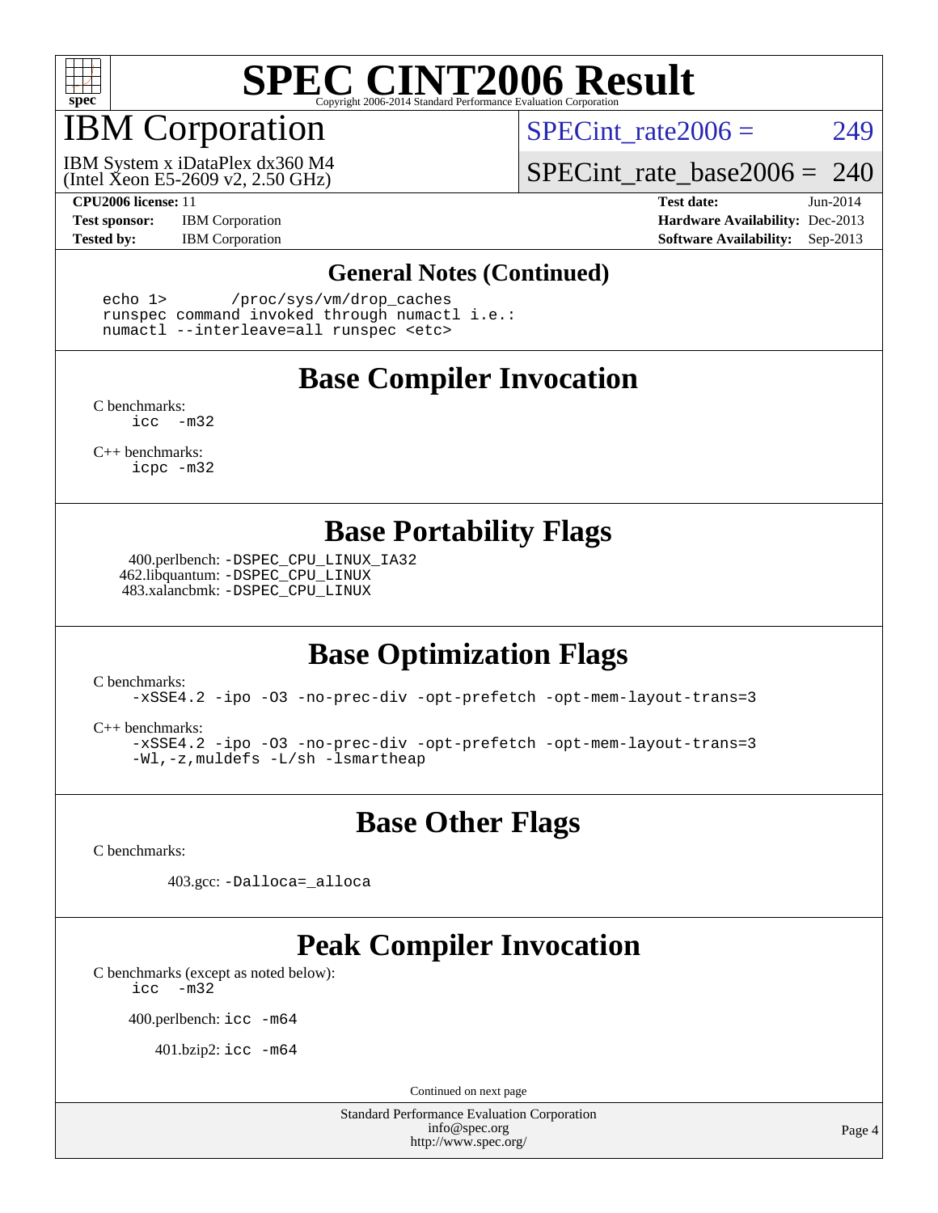# SPEC CINT2006 Result

Copyright 2006-2014 Standard Performance Evaluation Corporation

## IBM Corporation

IBM System x iDataPlex dx360 M4
(Intel Xeon E5-2609 v2, 2.50 GHz)

SPECint_rate2006 = 249

SPECint_rate_base2006 = 240

**CPU2006 license:** 11
**Test sponsor:** IBM Corporation
**Tested by:** IBM Corporation

**Test date:** Jun-2014
**Hardware Availability:** Dec-2013
**Software Availability:** Sep-2013

## General Notes (Continued)

```
echo 1>       /proc/sys/vm/drop_caches
runspec command invoked through numactl i.e.:
numactl --interleave=all runspec <etc>
```

## Base Compiler Invocation

C benchmarks:
```
icc  -m32
```

C++ benchmarks:
```
icpc -m32
```

## Base Portability Flags

400.perlbench: `-DSPEC_CPU_LINUX_IA32`
462.libquantum: `-DSPEC_CPU_LINUX`
483.xalancbmk: `-DSPEC_CPU_LINUX`

## Base Optimization Flags

C benchmarks:
```
-xSSE4.2 -ipo -O3 -no-prec-div -opt-prefetch -opt-mem-layout-trans=3
```

C++ benchmarks:
```
-xSSE4.2 -ipo -O3 -no-prec-div -opt-prefetch -opt-mem-layout-trans=3
-Wl,-z,muldefs -L/sh -lsmartheap
```

## Base Other Flags

C benchmarks:

403.gcc: `-Dalloca=_alloca`

## Peak Compiler Invocation

C benchmarks (except as noted below):
```
icc  -m32
```

400.perlbench: `icc -m64`

401.bzip2: `icc -m64`

Continued on next page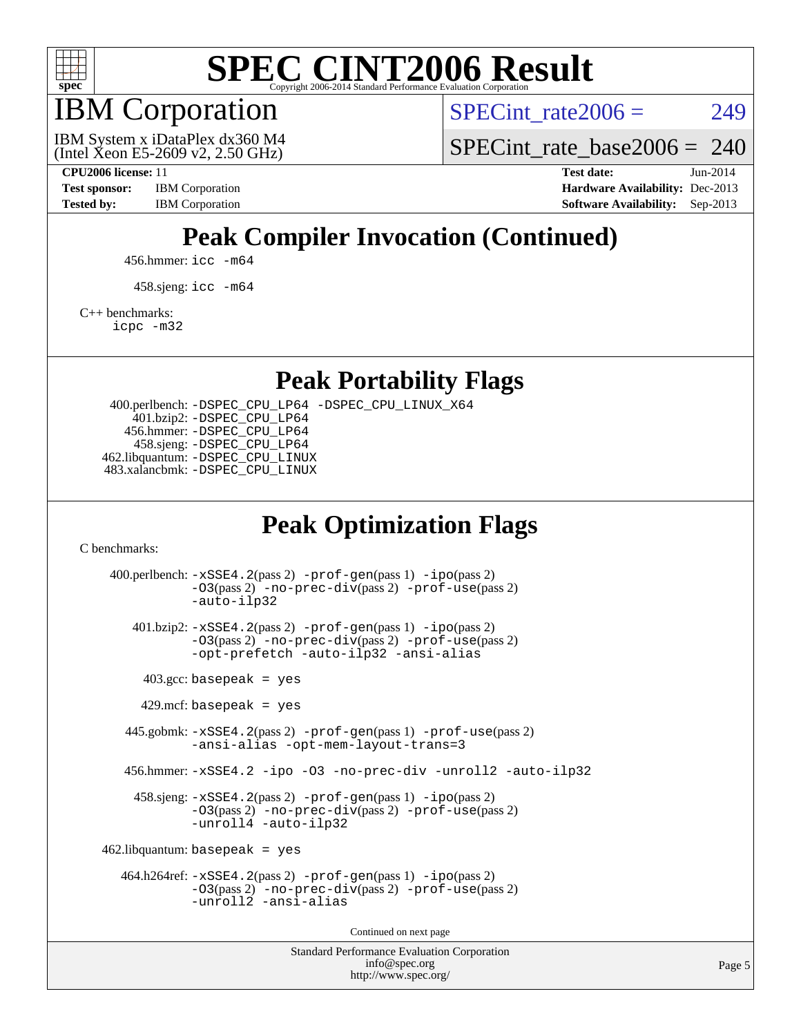# SPEC CINT2006 Result

Copyright 2006-2014 Standard Performance Evaluation Corporation

## IBM Corporation

IBM System x iDataPlex dx360 M4
(Intel Xeon E5-2609 v2, 2.50 GHz)

SPECint_rate2006 = 249

SPECint_rate_base2006 = 240

**CPU2006 license:** 11
**Test sponsor:** IBM Corporation
**Tested by:** IBM Corporation

**Test date:** Jun-2014
**Hardware Availability:** Dec-2013
**Software Availability:** Sep-2013

## Peak Compiler Invocation (Continued)

456.hmmer: `icc -m64`

458.sjeng: `icc -m64`

C++ benchmarks:
`icpc -m32`

## Peak Portability Flags

400.perlbench: `-DSPEC_CPU_LP64 -DSPEC_CPU_LINUX_X64`
401.bzip2: `-DSPEC_CPU_LP64`
456.hmmer: `-DSPEC_CPU_LP64`
458.sjeng: `-DSPEC_CPU_LP64`
462.libquantum: `-DSPEC_CPU_LINUX`
483.xalancbmk: `-DSPEC_CPU_LINUX`

## Peak Optimization Flags

C benchmarks:

400.perlbench: `-xSSE4.2`(pass 2) `-prof-gen`(pass 1) `-ipo`(pass 2) `-O3`(pass 2) `-no-prec-div`(pass 2) `-prof-use`(pass 2) `-auto-ilp32`

401.bzip2: `-xSSE4.2`(pass 2) `-prof-gen`(pass 1) `-ipo`(pass 2) `-O3`(pass 2) `-no-prec-div`(pass 2) `-prof-use`(pass 2) `-opt-prefetch -auto-ilp32 -ansi-alias`

403.gcc: `basepeak = yes`

429.mcf: `basepeak = yes`

445.gobmk: `-xSSE4.2`(pass 2) `-prof-gen`(pass 1) `-prof-use`(pass 2) `-ansi-alias -opt-mem-layout-trans=3`

456.hmmer: `-xSSE4.2 -ipo -O3 -no-prec-div -unroll2 -auto-ilp32`

458.sjeng: `-xSSE4.2`(pass 2) `-prof-gen`(pass 1) `-ipo`(pass 2) `-O3`(pass 2) `-no-prec-div`(pass 2) `-prof-use`(pass 2) `-unroll4 -auto-ilp32`

462.libquantum: `basepeak = yes`

464.h264ref: `-xSSE4.2`(pass 2) `-prof-gen`(pass 1) `-ipo`(pass 2) `-O3`(pass 2) `-no-prec-div`(pass 2) `-prof-use`(pass 2) `-unroll2 -ansi-alias`

Continued on next page

Standard Performance Evaluation Corporation
info@spec.org
http://www.spec.org/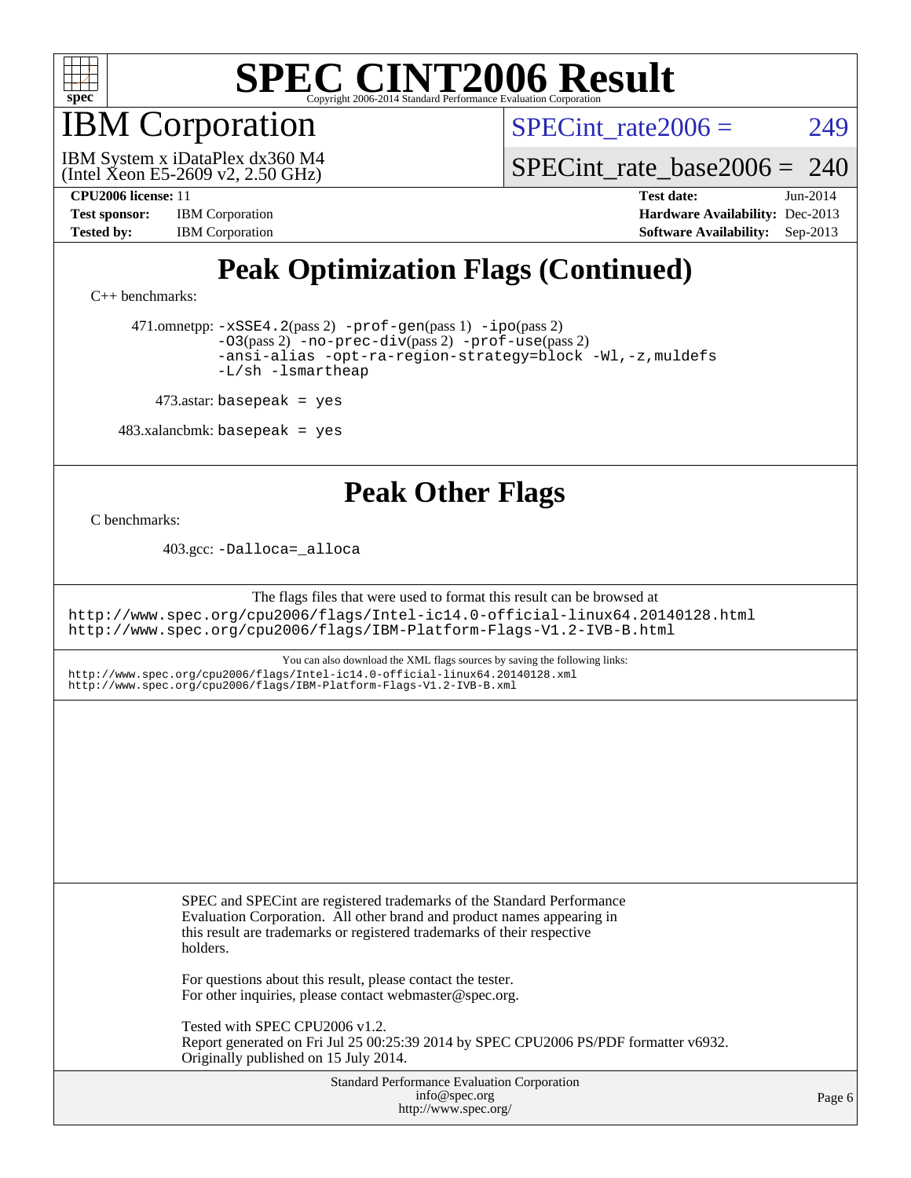# SPEC CINT2006 Result

Copyright 2006-2014 Standard Performance Evaluation Corporation

## IBM Corporation

IBM System x iDataPlex dx360 M4
(Intel Xeon E5-2609 v2, 2.50 GHz)

SPECint_rate2006 = 249

SPECint_rate_base2006 = 240

**CPU2006 license:** 11
**Test sponsor:** IBM Corporation
**Tested by:** IBM Corporation

**Test date:** Jun-2014
**Hardware Availability:** Dec-2013
**Software Availability:** Sep-2013

## Peak Optimization Flags (Continued)

C++ benchmarks:

471.omnetpp: -xSSE4.2(pass 2) -prof-gen(pass 1) -ipo(pass 2) -O3(pass 2) -no-prec-div(pass 2) -prof-use(pass 2) -ansi-alias -opt-ra-region-strategy=block -Wl,-z,muldefs -L/sh -lsmartheap

473.astar: basepeak = yes

483.xalancbmk: basepeak = yes

## Peak Other Flags

C benchmarks:

403.gcc: -Dalloca=_alloca

The flags files that were used to format this result can be browsed at
http://www.spec.org/cpu2006/flags/Intel-ic14.0-official-linux64.20140128.html
http://www.spec.org/cpu2006/flags/IBM-Platform-Flags-V1.2-IVB-B.html

You can also download the XML flags sources by saving the following links:
http://www.spec.org/cpu2006/flags/Intel-ic14.0-official-linux64.20140128.xml
http://www.spec.org/cpu2006/flags/IBM-Platform-Flags-V1.2-IVB-B.xml

SPEC and SPECint are registered trademarks of the Standard Performance Evaluation Corporation. All other brand and product names appearing in this result are trademarks or registered trademarks of their respective holders.

For questions about this result, please contact the tester.
For other inquiries, please contact webmaster@spec.org.

Tested with SPEC CPU2006 v1.2.
Report generated on Fri Jul 25 00:25:39 2014 by SPEC CPU2006 PS/PDF formatter v6932.
Originally published on 15 July 2014.

Standard Performance Evaluation Corporation
info@spec.org
http://www.spec.org/